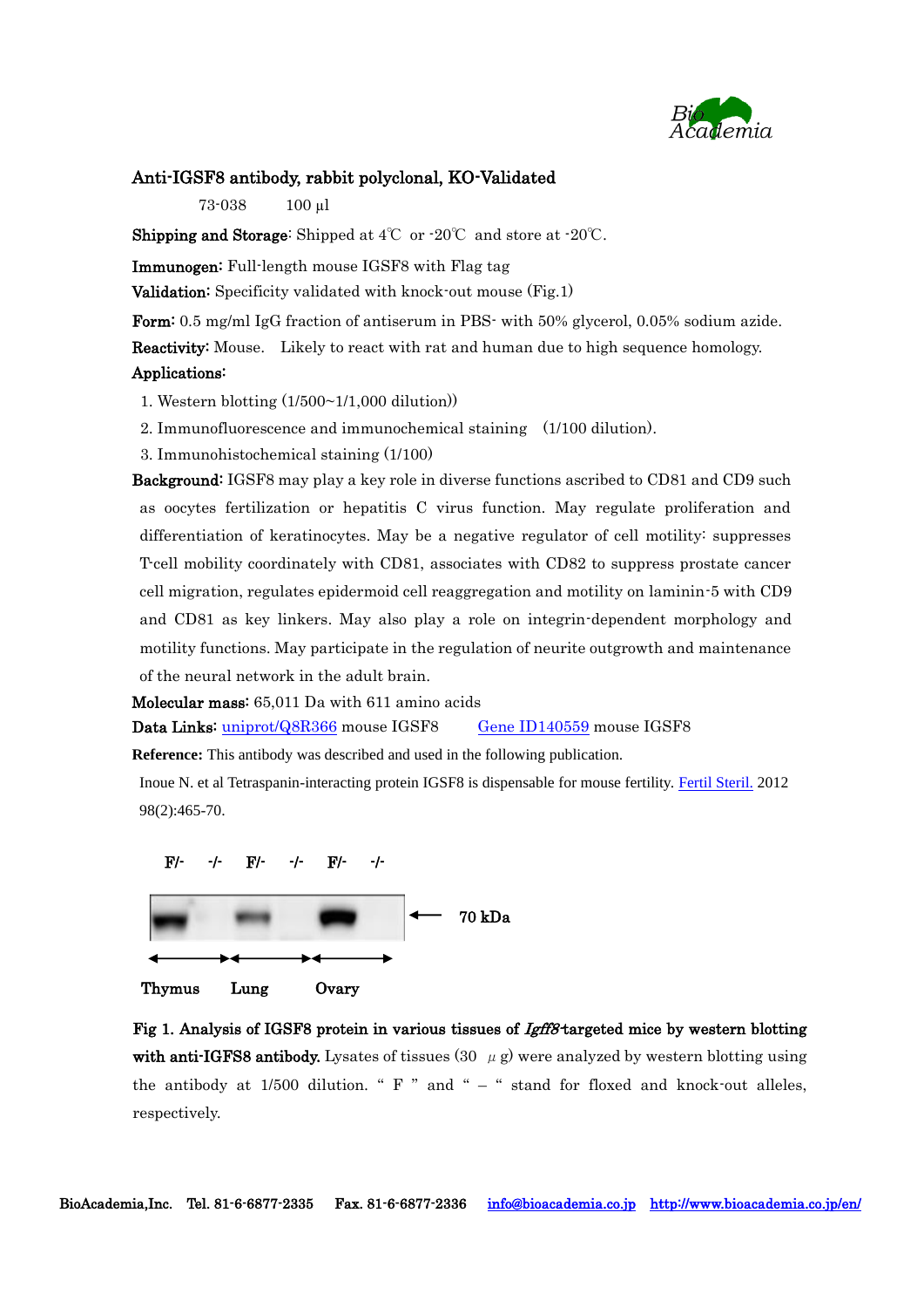## Anti-IGSF8 antibody, rabbit polyclonal, KO-Validated

73-038　　100 µl

**Shipping and Storage**: Shipped at 4℃ or -20℃ and store at -20℃.

**Immunogen:** Full-length mouse IGSF8 with Flag tag

**Validation:** Specificity validated with knock-out mouse (Fig.1)

**Form:** 0.5 mg/ml IgG fraction of antiserum in PBS- with 50% glycerol, 0.05% sodium azide.

**Reactivity:** Mouse.　Likely to react with rat and human due to high sequence homology.

**Applications:**

1. Western blotting (1/500~1/1,000 dilution))
2. Immunofluorescence and immunochemical staining　(1/100 dilution).
3. Immunohistochemical staining (1/100)

**Background:** IGSF8 may play a key role in diverse functions ascribed to CD81 and CD9 such as oocytes fertilization or hepatitis C virus function. May regulate proliferation and differentiation of keratinocytes. May be a negative regulator of cell motility: suppresses T-cell mobility coordinately with CD81, associates with CD82 to suppress prostate cancer cell migration, regulates epidermoid cell reaggregation and motility on laminin-5 with CD9 and CD81 as key linkers. May also play a role on integrin-dependent morphology and motility functions. May participate in the regulation of neurite outgrowth and maintenance of the neural network in the adult brain.

**Molecular mass:** 65,011 Da with 611 amino acids

**Data Links:** uniprot/Q8R366 mouse IGSF8　　Gene ID140559 mouse IGSF8

**Reference:** This antibody was described and used in the following publication.

Inoue N. et al Tetraspanin-interacting protein IGSF8 is dispensable for mouse fertility. Fertil Steril. 2012 98(2):465-70.

F/-　-/-　F/-　-/-　F/-　-/-

70 kDa

Thymus　Lung　Ovary

**Fig 1. Analysis of IGSF8 protein in various tissues of *Igff8*-targeted mice by western blotting with anti-IGFS8 antibody.** Lysates of tissues (30 µg) were analyzed by western blotting using the antibody at 1/500 dilution. " F " and " – " stand for floxed and knock-out alleles, respectively.

BioAcademia,Inc.　Tel. 81-6-6877-2335　Fax. 81-6-6877-2336　info@bioacademia.co.jp　http://www.bioacademia.co.jp/en/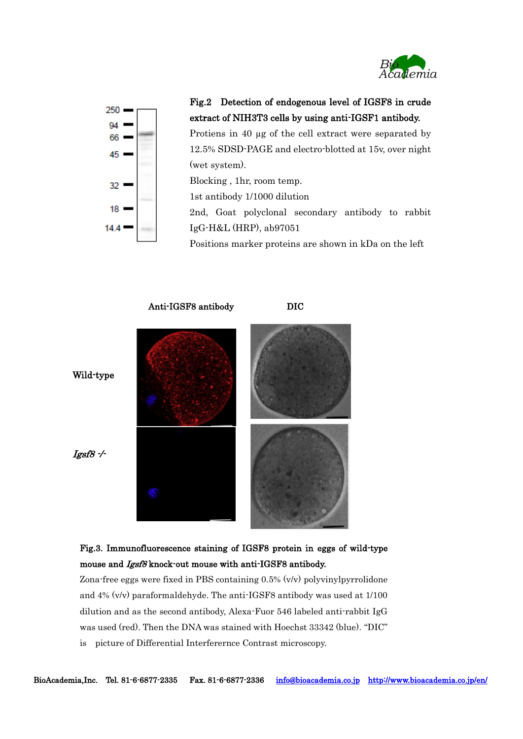**Fig.2 Detection of endogenous level of IGSF8 in crude extract of NIH3T3 cells by using anti-IGSF1 antibody.**

Protiens in 40 μg of the cell extract were separated by 12.5% SDSD-PAGE and electro-blotted at 15v, over night (wet system).

Blocking , 1hr, room temp.

1st antibody 1/1000 dilution

2nd, Goat polyclonal secondary antibody to rabbit IgG-H&L (HRP), ab97051

Positions marker proteins are shown in kDa on the left

**Fig.3. Immunofluorescence staining of IGSF8 protein in eggs of wild-type mouse and *Igsf8* knock-out mouse with anti-IGSF8 antibody.**

Zona-free eggs were fixed in PBS containing 0.5% (v/v) polyvinylpyrrolidone and 4% (v/v) paraformaldehyde. The anti-IGSF8 antibody was used at 1/100 dilution and as the second antibody, Alexa-Fuor 546 labeled anti-rabbit IgG was used (red). Then the DNA was stained with Hoechst 33342 (blue). "DIC" is picture of Differential Interferernce Contrast microscopy.

BioAcademia,Inc. Tel. 81-6-6877-2335 Fax. 81-6-6877-2336 info@bioacademia.co.jp http://www.bioacademia.co.jp/en/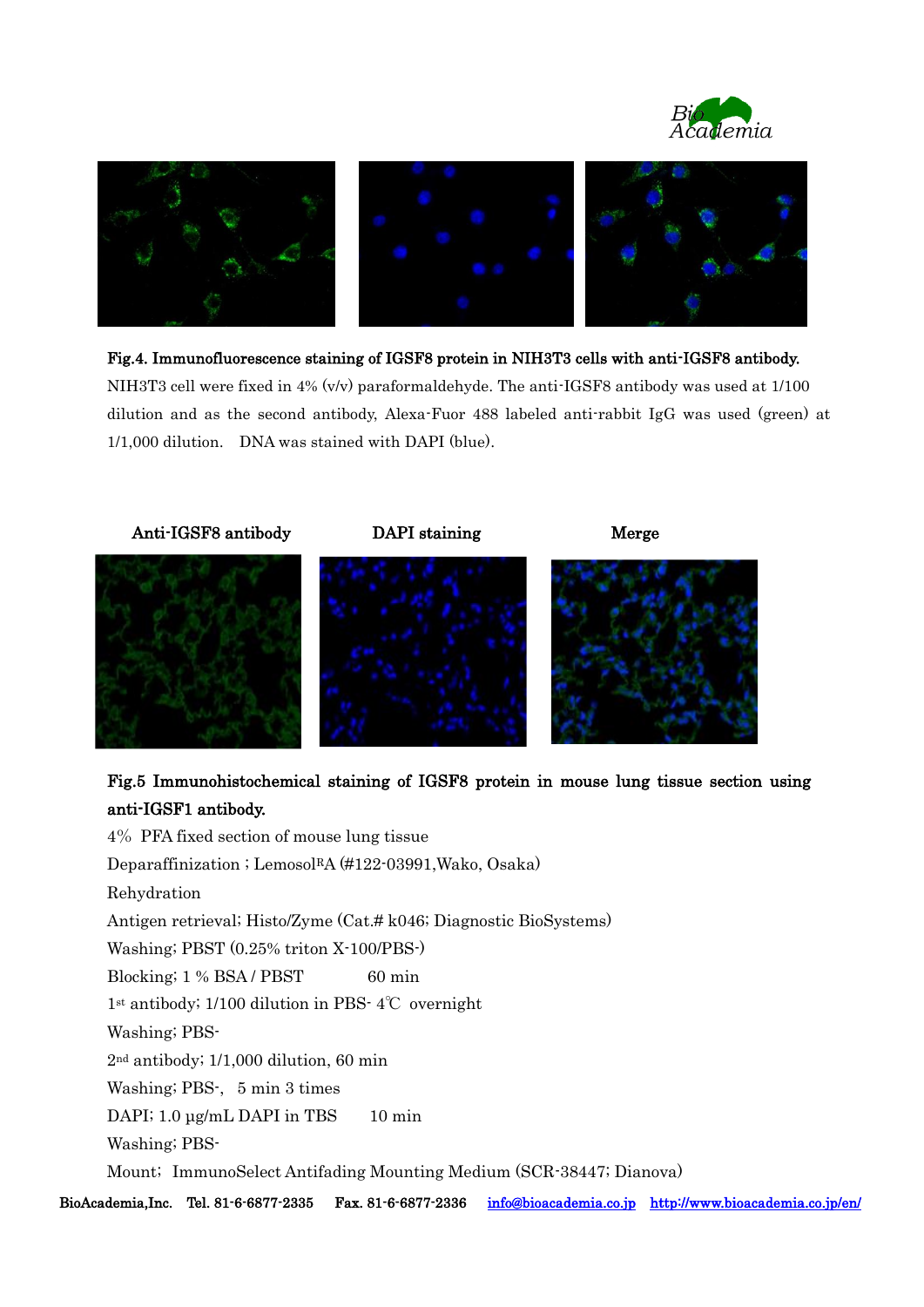**Fig.4. Immunofluorescence staining of IGSF8 protein in NIH3T3 cells with anti-IGSF8 antibody.**

NIH3T3 cell were fixed in 4% (v/v) paraformaldehyde. The anti-IGSF8 antibody was used at 1/100 dilution and as the second antibody, Alexa-Fuor 488 labeled anti-rabbit IgG was used (green) at 1/1,000 dilution. DNA was stained with DAPI (blue).

Anti-IGSF8 antibody | DAPI staining | Merge

**Fig.5 Immunohistochemical staining of IGSF8 protein in mouse lung tissue section using anti-IGSF1 antibody.**

4% PFA fixed section of mouse lung tissue

Deparaffinization ; Lemosol[R]A (#122-03991,Wako, Osaka)

Rehydration

Antigen retrieval; Histo/Zyme (Cat.# k046; Diagnostic BioSystems)

Washing; PBST (0.25% triton X-100/PBS-)

Blocking; 1 % BSA / PBST 60 min

1st antibody; 1/100 dilution in PBS- 4℃ overnight

Washing; PBS-

2nd antibody; 1/1,000 dilution, 60 min

Washing; PBS-, 5 min 3 times

DAPI; 1.0 μg/mL DAPI in TBS 10 min

Washing; PBS-

Mount; ImmunoSelect Antifading Mounting Medium (SCR-38447; Dianova)